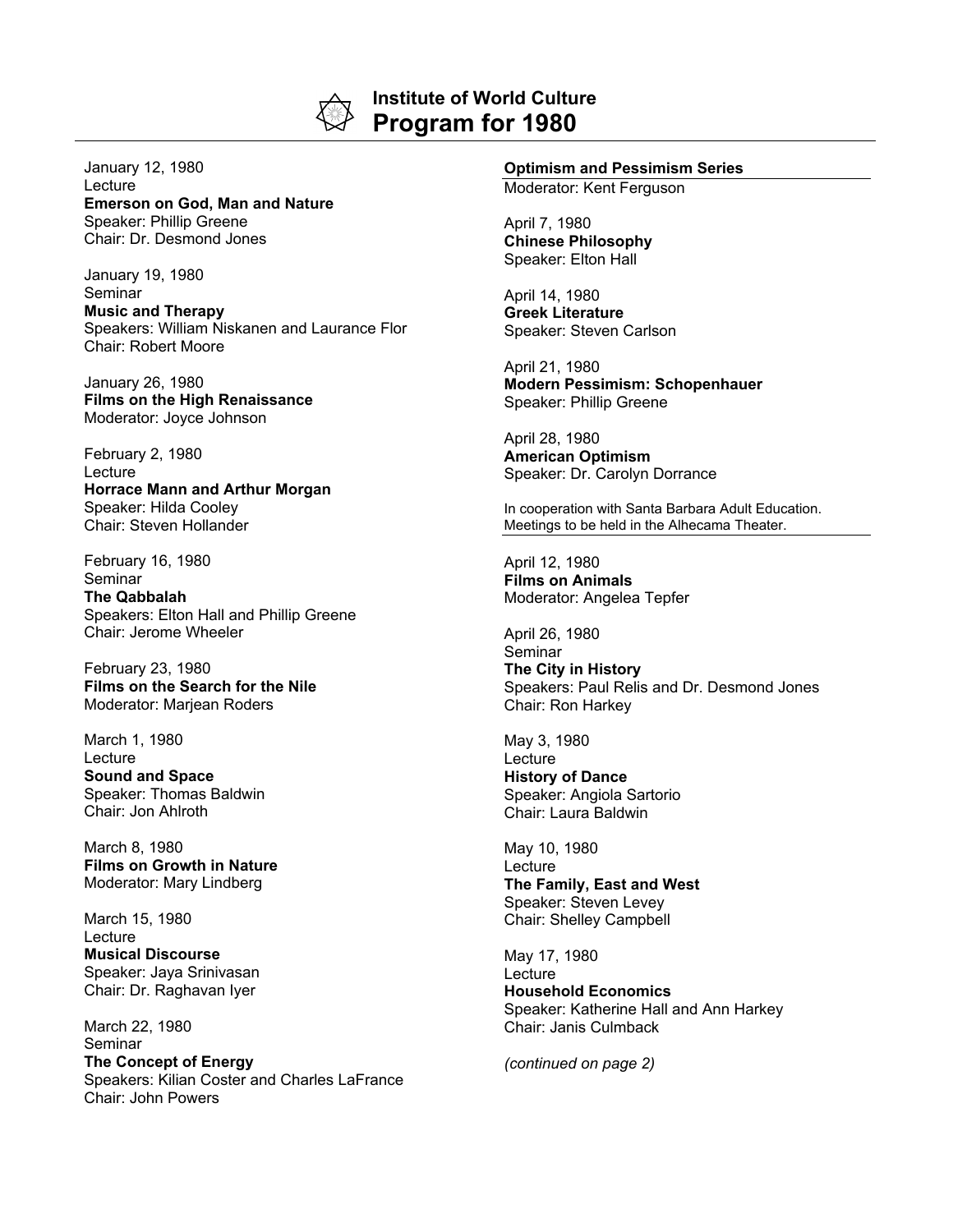# Institute of World Culture
## Program for 1980

January 12, 1980
Lecture
**Emerson on God, Man and Nature**
Speaker: Phillip Greene
Chair: Dr. Desmond Jones

January 19, 1980
Seminar
**Music and Therapy**
Speakers: William Niskanen and Laurance Flor
Chair: Robert Moore

January 26, 1980
**Films on the High Renaissance**
Moderator: Joyce Johnson

February 2, 1980
Lecture
**Horrace Mann and Arthur Morgan**
Speaker: Hilda Cooley
Chair: Steven Hollander

February 16, 1980
Seminar
**The Qabbalah**
Speakers: Elton Hall and Phillip Greene
Chair: Jerome Wheeler

February 23, 1980
**Films on the Search for the Nile**
Moderator: Marjean Roders

March 1, 1980
Lecture
**Sound and Space**
Speaker: Thomas Baldwin
Chair: Jon Ahlroth

March 8, 1980
**Films on Growth in Nature**
Moderator: Mary Lindberg

March 15, 1980
Lecture
**Musical Discourse**
Speaker: Jaya Srinivasan
Chair: Dr. Raghavan Iyer

March 22, 1980
Seminar
**The Concept of Energy**
Speakers: Kilian Coster and Charles LaFrance
Chair: John Powers

**Optimism and Pessimism Series**
Moderator: Kent Ferguson

April 7, 1980
**Chinese Philosophy**
Speaker: Elton Hall

April 14, 1980
**Greek Literature**
Speaker: Steven Carlson

April 21, 1980
**Modern Pessimism: Schopenhauer**
Speaker: Phillip Greene

April 28, 1980
**American Optimism**
Speaker: Dr. Carolyn Dorrance

In cooperation with Santa Barbara Adult Education.
Meetings to be held in the Alhecama Theater.

April 12, 1980
**Films on Animals**
Moderator: Angelea Tepfer

April 26, 1980
Seminar
**The City in History**
Speakers: Paul Relis and Dr. Desmond Jones
Chair: Ron Harkey

May 3, 1980
Lecture
**History of Dance**
Speaker: Angiola Sartorio
Chair: Laura Baldwin

May 10, 1980
Lecture
**The Family, East and West**
Speaker: Steven Levey
Chair: Shelley Campbell

May 17, 1980
Lecture
**Household Economics**
Speaker: Katherine Hall and Ann Harkey
Chair: Janis Culmback

*(continued on page 2)*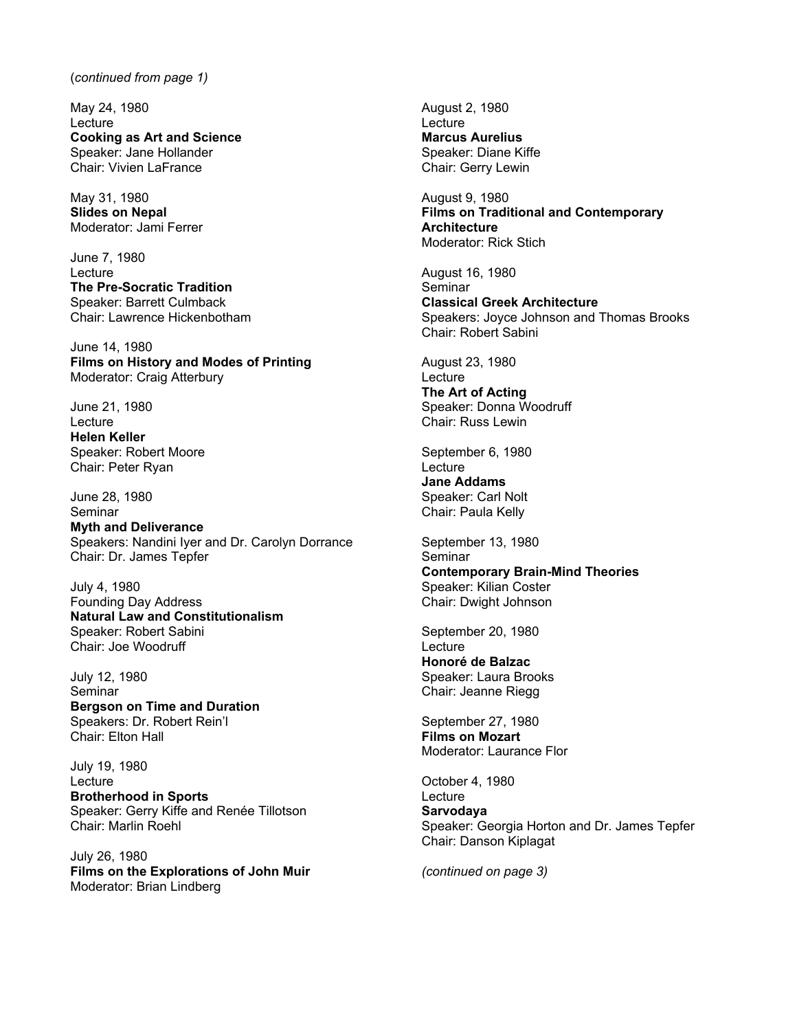(*continued from page 1)*

May 24, 1980
Lecture
**Cooking as Art and Science**
Speaker: Jane Hollander
Chair: Vivien LaFrance

May 31, 1980
**Slides on Nepal**
Moderator: Jami Ferrer

June 7, 1980
Lecture
**The Pre-Socratic Tradition**
Speaker: Barrett Culmback
Chair: Lawrence Hickenbotham

June 14, 1980
**Films on History and Modes of Printing**
Moderator: Craig Atterbury

June 21, 1980
Lecture
**Helen Keller**
Speaker: Robert Moore
Chair: Peter Ryan

June 28, 1980
Seminar
**Myth and Deliverance**
Speakers: Nandini Iyer and Dr. Carolyn Dorrance
Chair: Dr. James Tepfer

July 4, 1980
Founding Day Address
**Natural Law and Constitutionalism**
Speaker: Robert Sabini
Chair: Joe Woodruff

July 12, 1980
Seminar
**Bergson on Time and Duration**
Speakers: Dr. Robert Rein'l
Chair: Elton Hall

July 19, 1980
Lecture
**Brotherhood in Sports**
Speaker: Gerry Kiffe and Renée Tillotson
Chair: Marlin Roehl

July 26, 1980
**Films on the Explorations of John Muir**
Moderator: Brian Lindberg

August 2, 1980
Lecture
**Marcus Aurelius**
Speaker: Diane Kiffe
Chair: Gerry Lewin

August 9, 1980
**Films on Traditional and Contemporary Architecture**
Moderator: Rick Stich

August 16, 1980
Seminar
**Classical Greek Architecture**
Speakers: Joyce Johnson and Thomas Brooks
Chair: Robert Sabini

August 23, 1980
Lecture
**The Art of Acting**
Speaker: Donna Woodruff
Chair: Russ Lewin

September 6, 1980
Lecture
**Jane Addams**
Speaker: Carl Nolt
Chair: Paula Kelly

September 13, 1980
Seminar
**Contemporary Brain-Mind Theories**
Speaker: Kilian Coster
Chair: Dwight Johnson

September 20, 1980
Lecture
**Honoré de Balzac**
Speaker: Laura Brooks
Chair: Jeanne Riegg

September 27, 1980
**Films on Mozart**
Moderator: Laurance Flor

October 4, 1980
Lecture
**Sarvodaya**
Speaker: Georgia Horton and Dr. James Tepfer
Chair: Danson Kiplagat

*(continued on page 3)*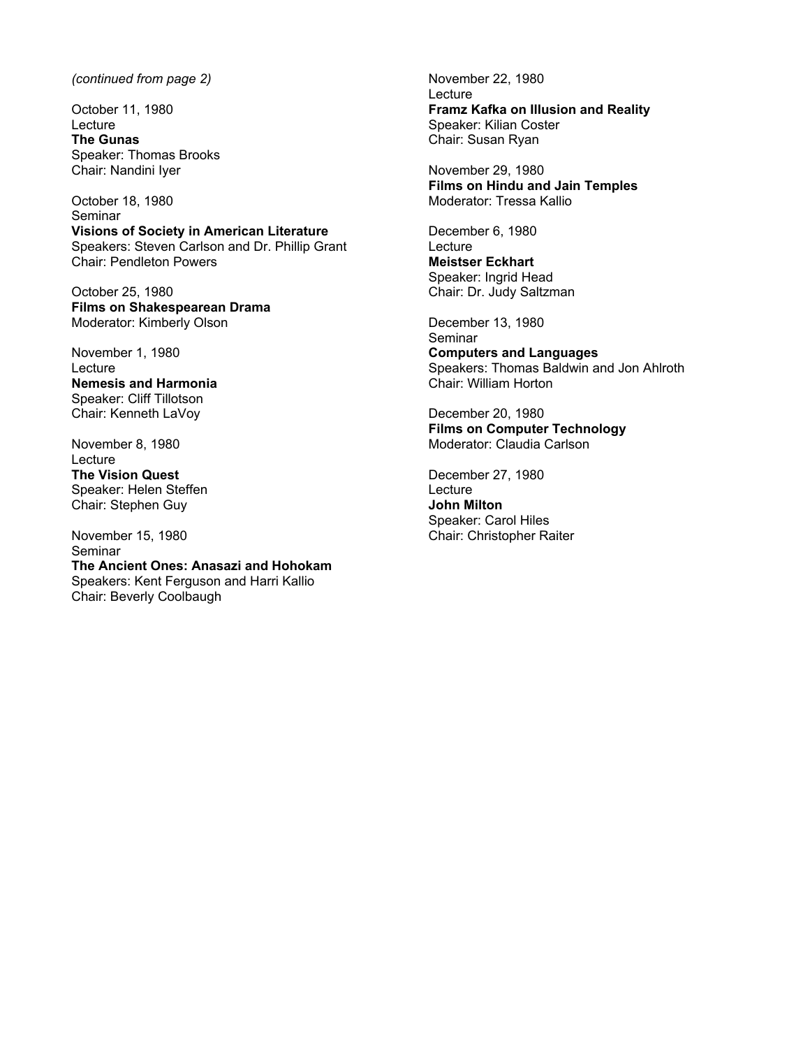*(continued from page 2)*

October 11, 1980
Lecture
**The Gunas**
Speaker: Thomas Brooks
Chair: Nandini Iyer

October 18, 1980
Seminar
**Visions of Society in American Literature**
Speakers: Steven Carlson and Dr. Phillip Grant
Chair: Pendleton Powers

October 25, 1980
**Films on Shakespearean Drama**
Moderator: Kimberly Olson

November 1, 1980
Lecture
**Nemesis and Harmonia**
Speaker: Cliff Tillotson
Chair: Kenneth LaVoy

November 8, 1980
Lecture
**The Vision Quest**
Speaker: Helen Steffen
Chair: Stephen Guy

November 15, 1980
Seminar
**The Ancient Ones: Anasazi and Hohokam**
Speakers: Kent Ferguson and Harri Kallio
Chair: Beverly Coolbaugh

November 22, 1980
Lecture
**Framz Kafka on Illusion and Reality**
Speaker: Kilian Coster
Chair: Susan Ryan

November 29, 1980
**Films on Hindu and Jain Temples**
Moderator: Tressa Kallio

December 6, 1980
Lecture
**Meistser Eckhart**
Speaker: Ingrid Head
Chair: Dr. Judy Saltzman

December 13, 1980
Seminar
**Computers and Languages**
Speakers: Thomas Baldwin and Jon Ahlroth
Chair: William Horton

December 20, 1980
**Films on Computer Technology**
Moderator: Claudia Carlson

December 27, 1980
Lecture
**John Milton**
Speaker: Carol Hiles
Chair: Christopher Raiter